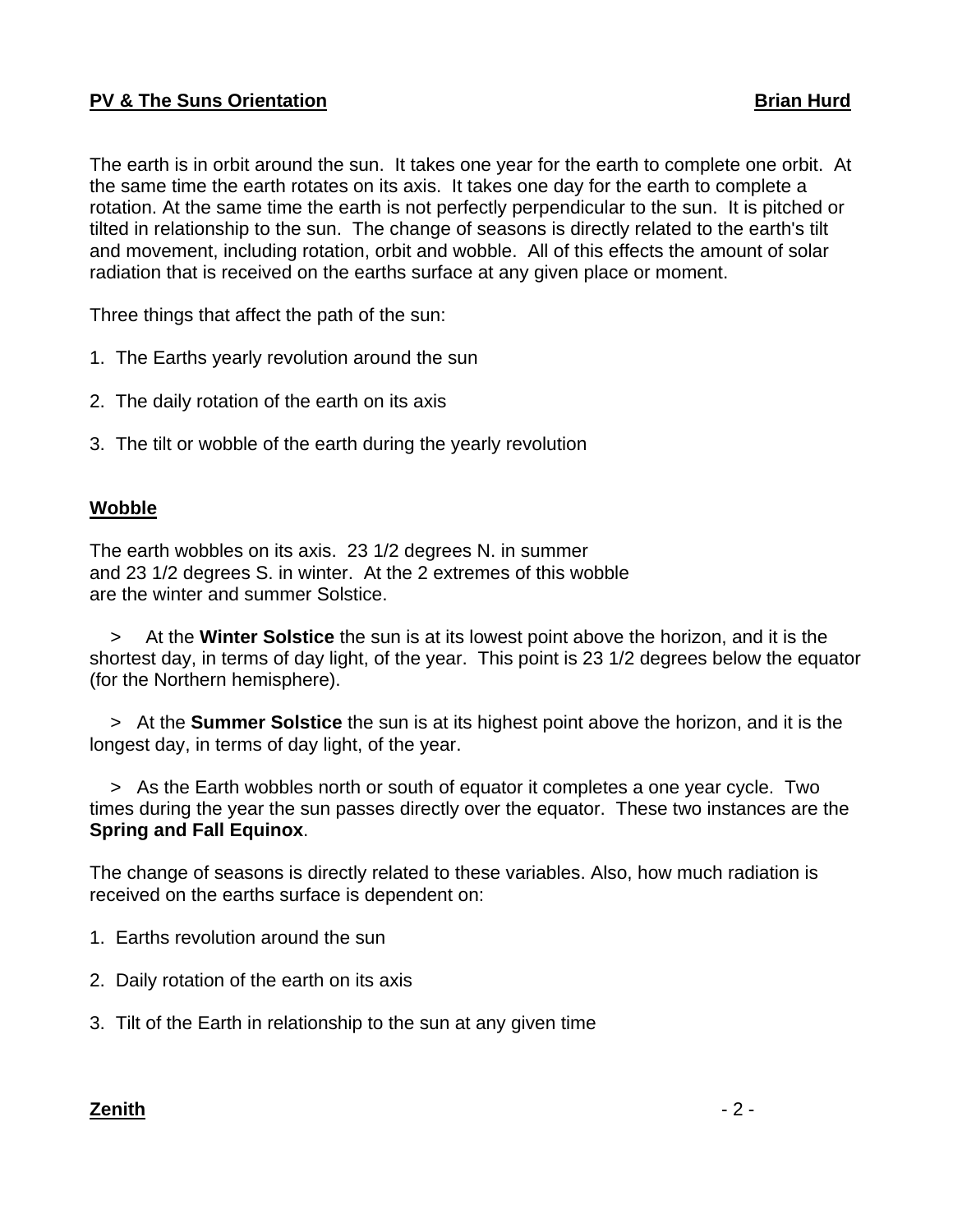**PV & The Suns Orientation** **Brian Hurd**

The earth is in orbit around the sun. It takes one year for the earth to complete one orbit. At the same time the earth rotates on its axis. It takes one day for the earth to complete a rotation. At the same time the earth is not perfectly perpendicular to the sun. It is pitched or tilted in relationship to the sun. The change of seasons is directly related to the earth's tilt and movement, including rotation, orbit and wobble. All of this effects the amount of solar radiation that is received on the earths surface at any given place or moment.

Three things that affect the path of the sun:

1. The Earths yearly revolution around the sun

2. The daily rotation of the earth on its axis

3. The tilt or wobble of the earth during the yearly revolution

## Wobble

The earth wobbles on its axis. 23 1/2 degrees N. in summer and 23 1/2 degrees S. in winter. At the 2 extremes of this wobble are the winter and summer Solstice.

> At the **Winter Solstice** the sun is at its lowest point above the horizon, and it is the shortest day, in terms of day light, of the year. This point is 23 1/2 degrees below the equator (for the Northern hemisphere).

> At the **Summer Solstice** the sun is at its highest point above the horizon, and it is the longest day, in terms of day light, of the year.

> As the Earth wobbles north or south of equator it completes a one year cycle. Two times during the year the sun passes directly over the equator. These two instances are the **Spring and Fall Equinox**.

The change of seasons is directly related to these variables. Also, how much radiation is received on the earths surface is dependent on:

1. Earths revolution around the sun

2. Daily rotation of the earth on its axis

3. Tilt of the Earth in relationship to the sun at any given time

## Zenith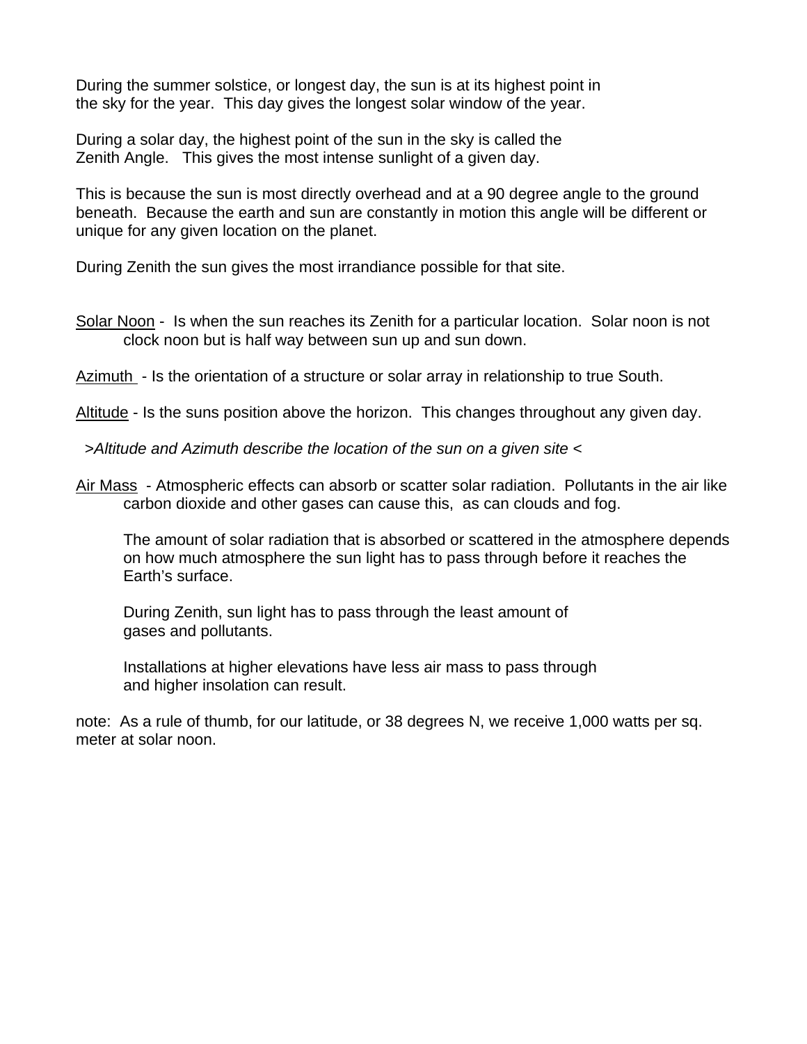During the summer solstice, or longest day, the sun is at its highest point in the sky for the year. This day gives the longest solar window of the year.

During a solar day, the highest point of the sun in the sky is called the Zenith Angle. This gives the most intense sunlight of a given day.

This is because the sun is most directly overhead and at a 90 degree angle to the ground beneath. Because the earth and sun are constantly in motion this angle will be different or unique for any given location on the planet.

During Zenith the sun gives the most irrandiance possible for that site.

<u>Solar Noon</u> - Is when the sun reaches its Zenith for a particular location. Solar noon is not clock noon but is half way between sun up and sun down.

<u>Azimuth</u> - Is the orientation of a structure or solar array in relationship to true South.

<u>Altitude</u> - Is the suns position above the horizon. This changes throughout any given day.

*>Altitude and Azimuth describe the location of the sun on a given site <*

<u>Air Mass</u> - Atmospheric effects can absorb or scatter solar radiation. Pollutants in the air like carbon dioxide and other gases can cause this, as can clouds and fog.

The amount of solar radiation that is absorbed or scattered in the atmosphere depends on how much atmosphere the sun light has to pass through before it reaches the Earth's surface.

During Zenith, sun light has to pass through the least amount of gases and pollutants.

Installations at higher elevations have less air mass to pass through and higher insolation can result.

note: As a rule of thumb, for our latitude, or 38 degrees N, we receive 1,000 watts per sq. meter at solar noon.